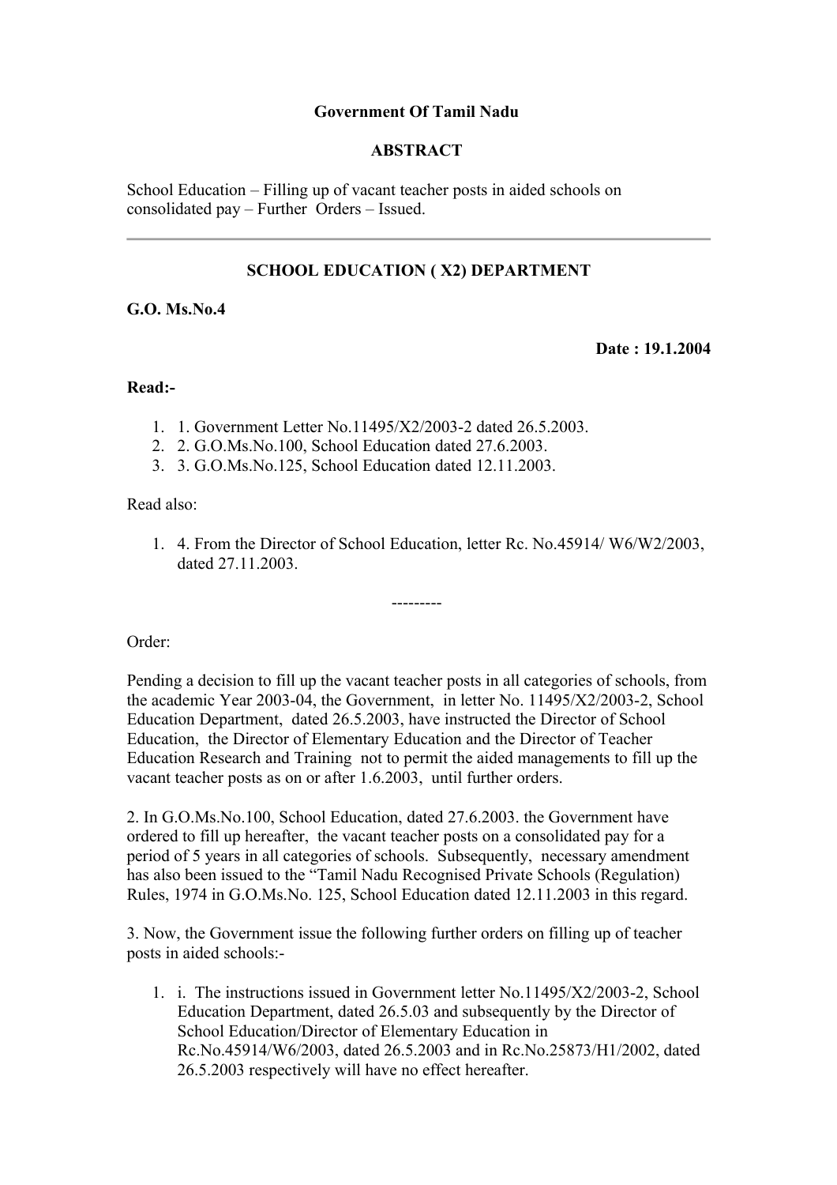**Government Of Tamil Nadu**

**ABSTRACT**

School Education – Filling up of vacant teacher posts in aided schools on consolidated pay – Further Orders – Issued.

---

**SCHOOL EDUCATION ( X2) DEPARTMENT**

**G.O. Ms.No.4**

**Date : 19.1.2004**

**Read:-**

1. 1. Government Letter No.11495/X2/2003-2 dated 26.5.2003.
2. 2. G.O.Ms.No.100, School Education dated 27.6.2003.
3. 3. G.O.Ms.No.125, School Education dated 12.11.2003.

Read also:

1. 4. From the Director of School Education, letter Rc. No.45914/ W6/W2/2003, dated 27.11.2003.

---------

Order:

Pending a decision to fill up the vacant teacher posts in all categories of schools, from the academic Year 2003-04, the Government, in letter No. 11495/X2/2003-2, School Education Department, dated 26.5.2003, have instructed the Director of School Education, the Director of Elementary Education and the Director of Teacher Education Research and Training not to permit the aided managements to fill up the vacant teacher posts as on or after 1.6.2003, until further orders.

2. In G.O.Ms.No.100, School Education, dated 27.6.2003. the Government have ordered to fill up hereafter, the vacant teacher posts on a consolidated pay for a period of 5 years in all categories of schools. Subsequently, necessary amendment has also been issued to the “Tamil Nadu Recognised Private Schools (Regulation) Rules, 1974 in G.O.Ms.No. 125, School Education dated 12.11.2003 in this regard.

3. Now, the Government issue the following further orders on filling up of teacher posts in aided schools:-

1. i. The instructions issued in Government letter No.11495/X2/2003-2, School Education Department, dated 26.5.03 and subsequently by the Director of School Education/Director of Elementary Education in Rc.No.45914/W6/2003, dated 26.5.2003 and in Rc.No.25873/H1/2002, dated 26.5.2003 respectively will have no effect hereafter.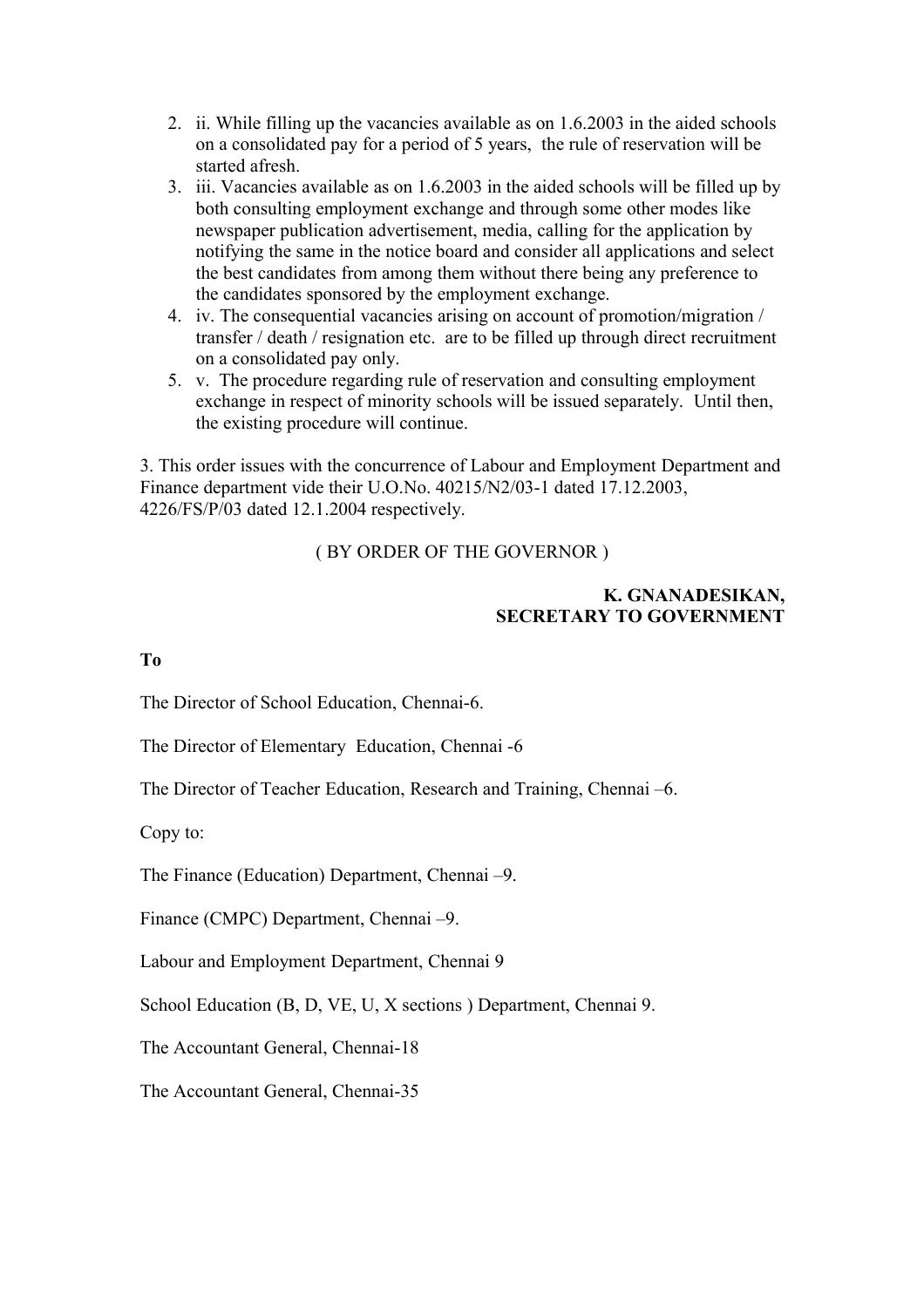2. ii. While filling up the vacancies available as on 1.6.2003 in the aided schools on a consolidated pay for a period of 5 years, the rule of reservation will be started afresh.
3. iii. Vacancies available as on 1.6.2003 in the aided schools will be filled up by both consulting employment exchange and through some other modes like newspaper publication advertisement, media, calling for the application by notifying the same in the notice board and consider all applications and select the best candidates from among them without there being any preference to the candidates sponsored by the employment exchange.
4. iv. The consequential vacancies arising on account of promotion/migration / transfer / death / resignation etc. are to be filled up through direct recruitment on a consolidated pay only.
5. v. The procedure regarding rule of reservation and consulting employment exchange in respect of minority schools will be issued separately. Until then, the existing procedure will continue.

3. This order issues with the concurrence of Labour and Employment Department and Finance department vide their U.O.No. 40215/N2/03-1 dated 17.12.2003, 4226/FS/P/03 dated 12.1.2004 respectively.

( BY ORDER OF THE GOVERNOR )

**K. GNANADESIKAN,**
**SECRETARY TO GOVERNMENT**

**To**

The Director of School Education, Chennai-6.

The Director of Elementary Education, Chennai -6

The Director of Teacher Education, Research and Training, Chennai –6.

Copy to:

The Finance (Education) Department, Chennai –9.

Finance (CMPC) Department, Chennai –9.

Labour and Employment Department, Chennai 9

School Education (B, D, VE, U, X sections ) Department, Chennai 9.

The Accountant General, Chennai-18

The Accountant General, Chennai-35